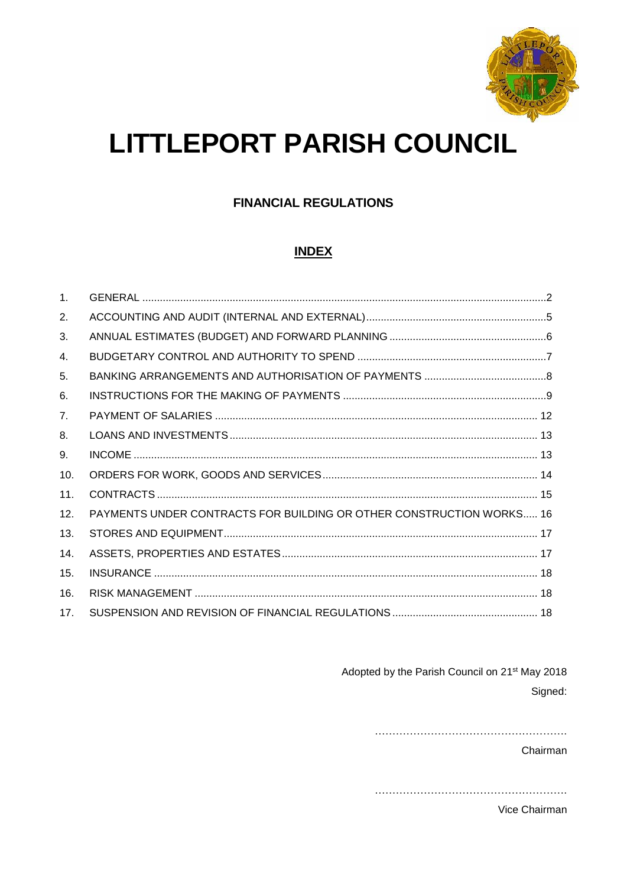# LITTLEPORT PARISH COUNCIL

## FINANCIAL REGULATIONS

### INDEX

| | | |
|---|---|---|
| 1. | GENERAL | 2 |
| 2. | ACCOUNTING AND AUDIT (INTERNAL AND EXTERNAL) | 5 |
| 3. | ANNUAL ESTIMATES (BUDGET) AND FORWARD PLANNING | 6 |
| 4. | BUDGETARY CONTROL AND AUTHORITY TO SPEND | 7 |
| 5. | BANKING ARRANGEMENTS AND AUTHORISATION OF PAYMENTS | 8 |
| 6. | INSTRUCTIONS FOR THE MAKING OF PAYMENTS | 9 |
| 7. | PAYMENT OF SALARIES | 12 |
| 8. | LOANS AND INVESTMENTS | 13 |
| 9. | INCOME | 13 |
| 10. | ORDERS FOR WORK, GOODS AND SERVICES | 14 |
| 11. | CONTRACTS | 15 |
| 12. | PAYMENTS UNDER CONTRACTS FOR BUILDING OR OTHER CONSTRUCTION WORKS | 16 |
| 13. | STORES AND EQUIPMENT | 17 |
| 14. | ASSETS, PROPERTIES AND ESTATES | 17 |
| 15. | INSURANCE | 18 |
| 16. | RISK MANAGEMENT | 18 |
| 17. | SUSPENSION AND REVISION OF FINANCIAL REGULATIONS | 18 |

Adopted by the Parish Council on 21st May 2018

Signed:

………………………………………………

Chairman

………………………………………………

Vice Chairman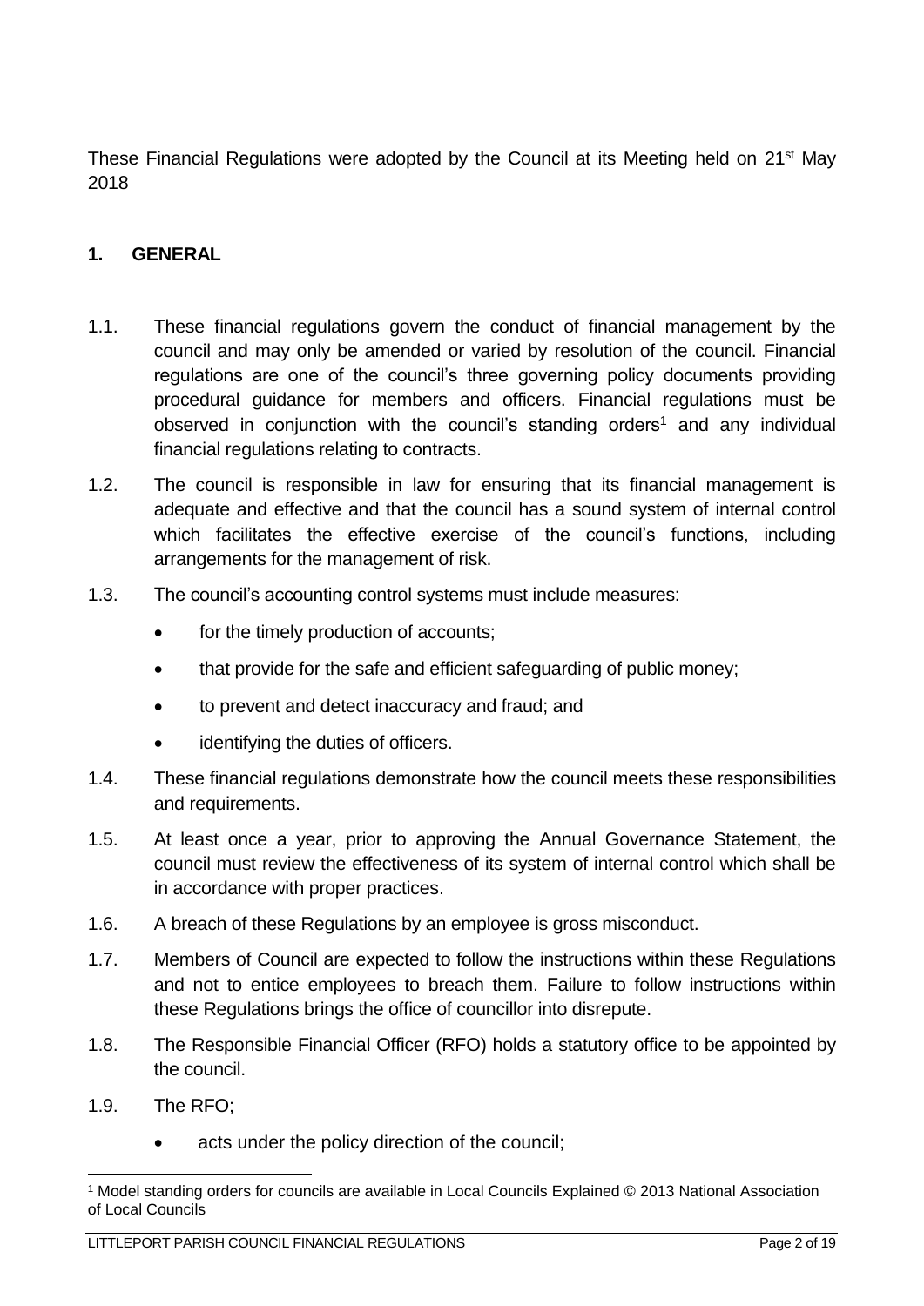These Financial Regulations were adopted by the Council at its Meeting held on 21st May 2018

## 1. GENERAL

1.1. These financial regulations govern the conduct of financial management by the council and may only be amended or varied by resolution of the council. Financial regulations are one of the council's three governing policy documents providing procedural guidance for members and officers. Financial regulations must be observed in conjunction with the council's standing orders[1] and any individual financial regulations relating to contracts.

1.2. The council is responsible in law for ensuring that its financial management is adequate and effective and that the council has a sound system of internal control which facilitates the effective exercise of the council's functions, including arrangements for the management of risk.

1.3. The council's accounting control systems must include measures:

- for the timely production of accounts;
- that provide for the safe and efficient safeguarding of public money;
- to prevent and detect inaccuracy and fraud; and
- identifying the duties of officers.

1.4. These financial regulations demonstrate how the council meets these responsibilities and requirements.

1.5. At least once a year, prior to approving the Annual Governance Statement, the council must review the effectiveness of its system of internal control which shall be in accordance with proper practices.

1.6. A breach of these Regulations by an employee is gross misconduct.

1.7. Members of Council are expected to follow the instructions within these Regulations and not to entice employees to breach them. Failure to follow instructions within these Regulations brings the office of councillor into disrepute.

1.8. The Responsible Financial Officer (RFO) holds a statutory office to be appointed by the council.

1.9. The RFO;

- acts under the policy direction of the council;

---

[1] Model standing orders for councils are available in Local Councils Explained © 2013 National Association of Local Councils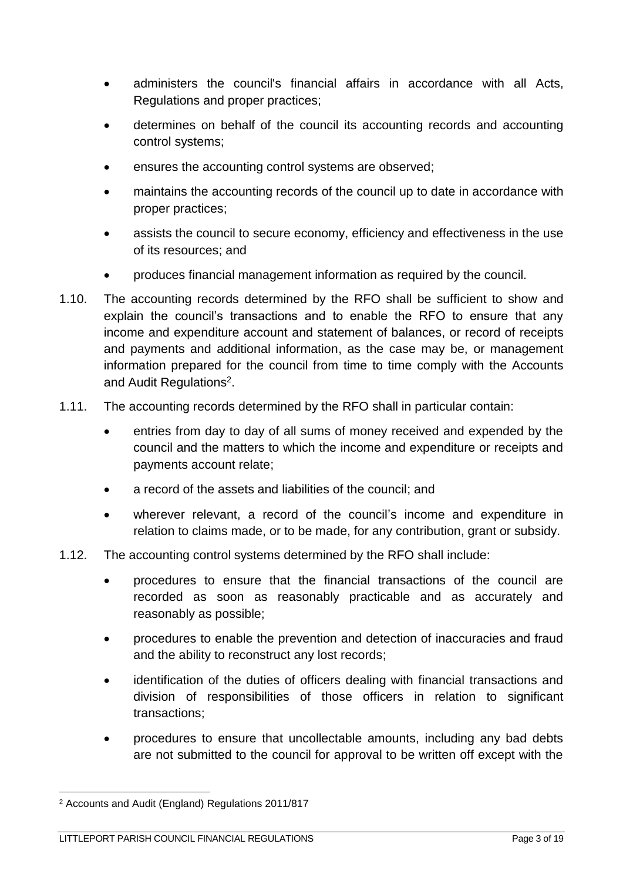- administers the council's financial affairs in accordance with all Acts, Regulations and proper practices;
- determines on behalf of the council its accounting records and accounting control systems;
- ensures the accounting control systems are observed;
- maintains the accounting records of the council up to date in accordance with proper practices;
- assists the council to secure economy, efficiency and effectiveness in the use of its resources; and
- produces financial management information as required by the council.

1.10. The accounting records determined by the RFO shall be sufficient to show and explain the council's transactions and to enable the RFO to ensure that any income and expenditure account and statement of balances, or record of receipts and payments and additional information, as the case may be, or management information prepared for the council from time to time comply with the Accounts and Audit Regulations[2].

1.11. The accounting records determined by the RFO shall in particular contain:

- entries from day to day of all sums of money received and expended by the council and the matters to which the income and expenditure or receipts and payments account relate;
- a record of the assets and liabilities of the council; and
- wherever relevant, a record of the council's income and expenditure in relation to claims made, or to be made, for any contribution, grant or subsidy.

1.12. The accounting control systems determined by the RFO shall include:

- procedures to ensure that the financial transactions of the council are recorded as soon as reasonably practicable and as accurately and reasonably as possible;
- procedures to enable the prevention and detection of inaccuracies and fraud and the ability to reconstruct any lost records;
- identification of the duties of officers dealing with financial transactions and division of responsibilities of those officers in relation to significant transactions;
- procedures to ensure that uncollectable amounts, including any bad debts are not submitted to the council for approval to be written off except with the

[2] Accounts and Audit (England) Regulations 2011/817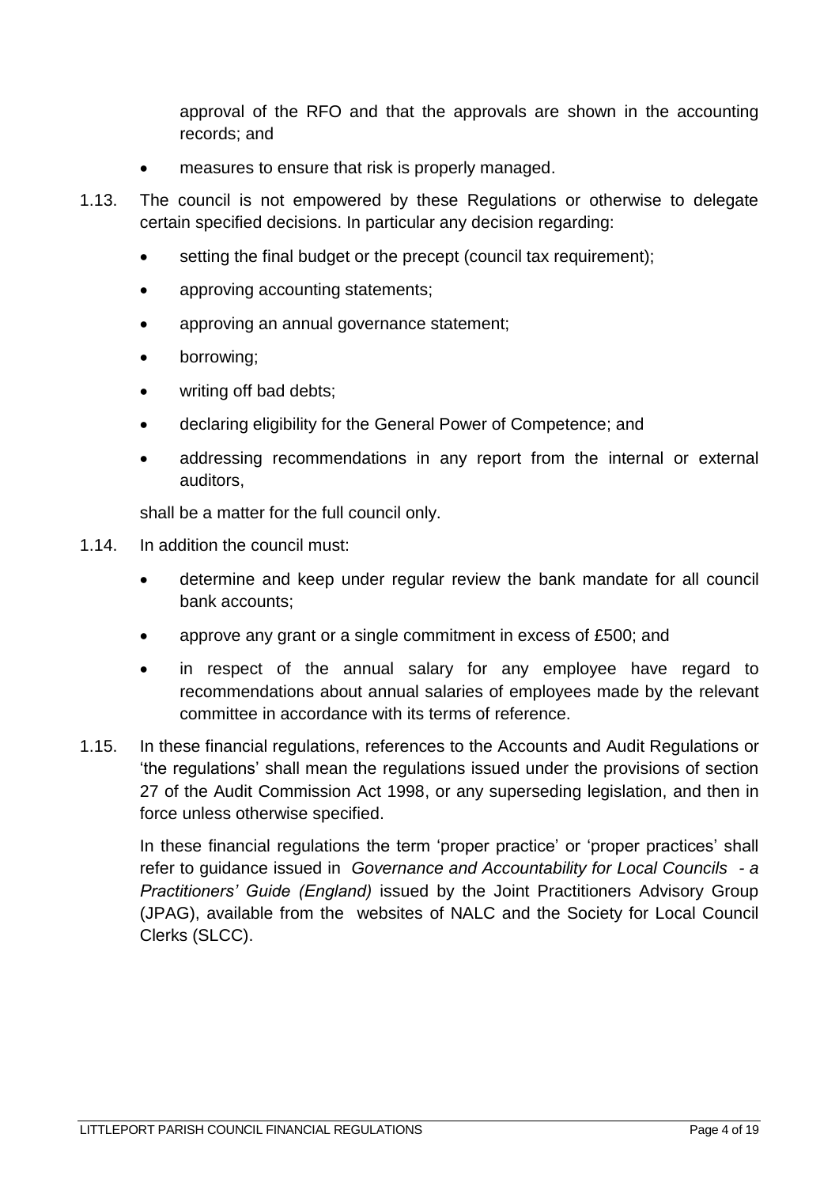approval of the RFO and that the approvals are shown in the accounting records; and

- measures to ensure that risk is properly managed.

1.13. The council is not empowered by these Regulations or otherwise to delegate certain specified decisions. In particular any decision regarding:

- setting the final budget or the precept (council tax requirement);
- approving accounting statements;
- approving an annual governance statement;
- borrowing;
- writing off bad debts;
- declaring eligibility for the General Power of Competence; and
- addressing recommendations in any report from the internal or external auditors,

shall be a matter for the full council only.

1.14. In addition the council must:

- determine and keep under regular review the bank mandate for all council bank accounts;
- approve any grant or a single commitment in excess of £500; and
- in respect of the annual salary for any employee have regard to recommendations about annual salaries of employees made by the relevant committee in accordance with its terms of reference.

1.15. In these financial regulations, references to the Accounts and Audit Regulations or 'the regulations' shall mean the regulations issued under the provisions of section 27 of the Audit Commission Act 1998, or any superseding legislation, and then in force unless otherwise specified.

In these financial regulations the term 'proper practice' or 'proper practices' shall refer to guidance issued in *Governance and Accountability for Local Councils - a Practitioners' Guide (England)* issued by the Joint Practitioners Advisory Group (JPAG), available from the websites of NALC and the Society for Local Council Clerks (SLCC).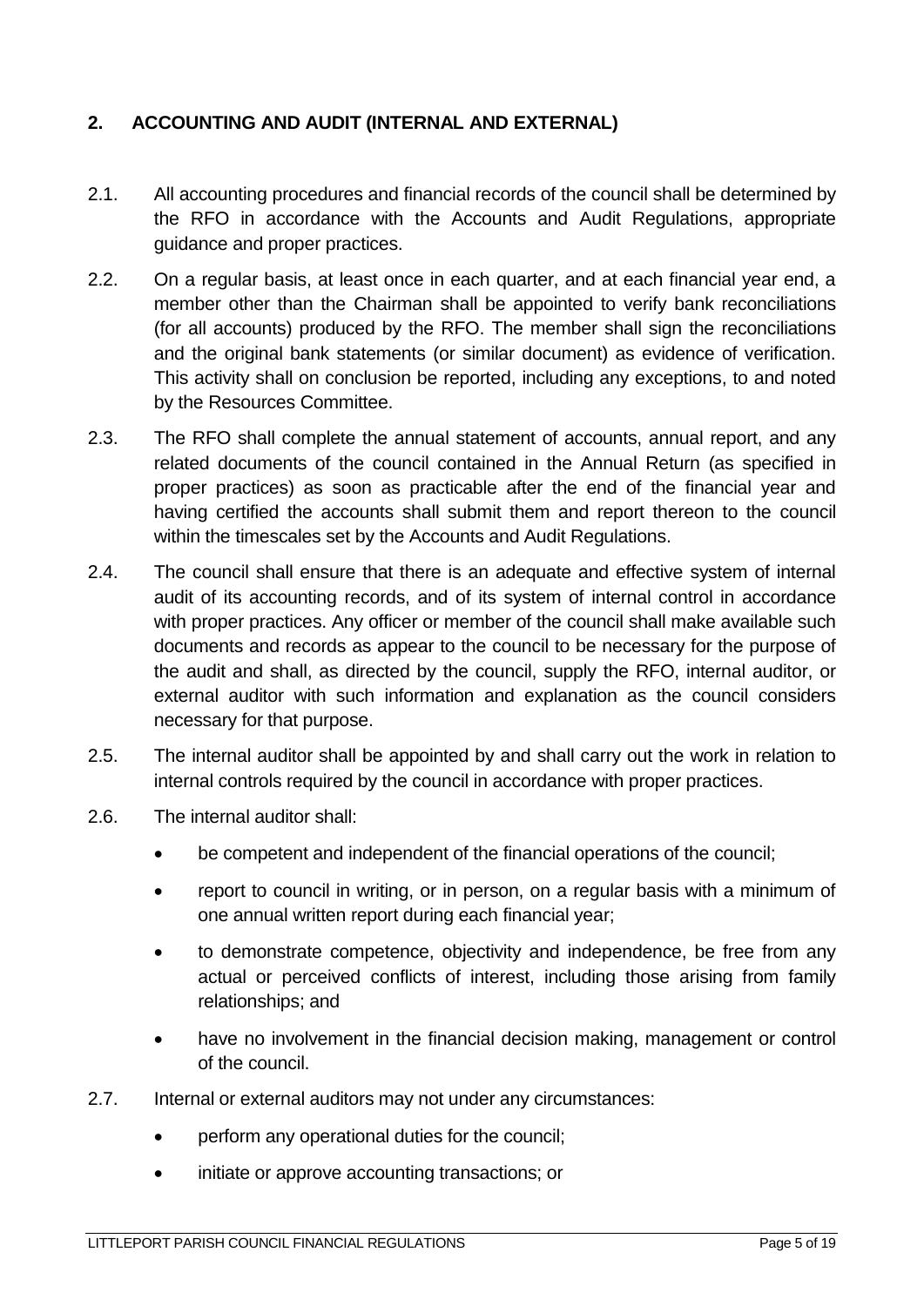## 2. ACCOUNTING AND AUDIT (INTERNAL AND EXTERNAL)

2.1. All accounting procedures and financial records of the council shall be determined by the RFO in accordance with the Accounts and Audit Regulations, appropriate guidance and proper practices.

2.2. On a regular basis, at least once in each quarter, and at each financial year end, a member other than the Chairman shall be appointed to verify bank reconciliations (for all accounts) produced by the RFO. The member shall sign the reconciliations and the original bank statements (or similar document) as evidence of verification. This activity shall on conclusion be reported, including any exceptions, to and noted by the Resources Committee.

2.3. The RFO shall complete the annual statement of accounts, annual report, and any related documents of the council contained in the Annual Return (as specified in proper practices) as soon as practicable after the end of the financial year and having certified the accounts shall submit them and report thereon to the council within the timescales set by the Accounts and Audit Regulations.

2.4. The council shall ensure that there is an adequate and effective system of internal audit of its accounting records, and of its system of internal control in accordance with proper practices. Any officer or member of the council shall make available such documents and records as appear to the council to be necessary for the purpose of the audit and shall, as directed by the council, supply the RFO, internal auditor, or external auditor with such information and explanation as the council considers necessary for that purpose.

2.5. The internal auditor shall be appointed by and shall carry out the work in relation to internal controls required by the council in accordance with proper practices.

2.6. The internal auditor shall:

- be competent and independent of the financial operations of the council;
- report to council in writing, or in person, on a regular basis with a minimum of one annual written report during each financial year;
- to demonstrate competence, objectivity and independence, be free from any actual or perceived conflicts of interest, including those arising from family relationships; and
- have no involvement in the financial decision making, management or control of the council.

2.7. Internal or external auditors may not under any circumstances:

- perform any operational duties for the council;
- initiate or approve accounting transactions; or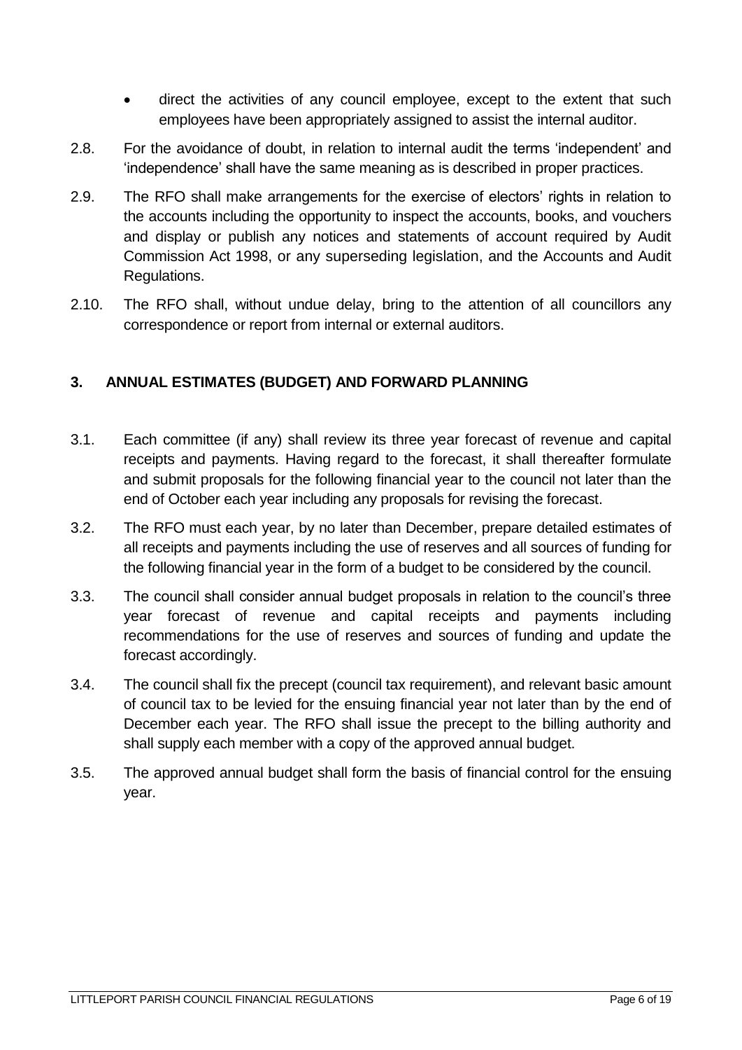- direct the activities of any council employee, except to the extent that such employees have been appropriately assigned to assist the internal auditor.

2.8. For the avoidance of doubt, in relation to internal audit the terms 'independent' and 'independence' shall have the same meaning as is described in proper practices.

2.9. The RFO shall make arrangements for the exercise of electors' rights in relation to the accounts including the opportunity to inspect the accounts, books, and vouchers and display or publish any notices and statements of account required by Audit Commission Act 1998, or any superseding legislation, and the Accounts and Audit Regulations.

2.10. The RFO shall, without undue delay, bring to the attention of all councillors any correspondence or report from internal or external auditors.

## 3. ANNUAL ESTIMATES (BUDGET) AND FORWARD PLANNING

3.1. Each committee (if any) shall review its three year forecast of revenue and capital receipts and payments. Having regard to the forecast, it shall thereafter formulate and submit proposals for the following financial year to the council not later than the end of October each year including any proposals for revising the forecast.

3.2. The RFO must each year, by no later than December, prepare detailed estimates of all receipts and payments including the use of reserves and all sources of funding for the following financial year in the form of a budget to be considered by the council.

3.3. The council shall consider annual budget proposals in relation to the council's three year forecast of revenue and capital receipts and payments including recommendations for the use of reserves and sources of funding and update the forecast accordingly.

3.4. The council shall fix the precept (council tax requirement), and relevant basic amount of council tax to be levied for the ensuing financial year not later than by the end of December each year. The RFO shall issue the precept to the billing authority and shall supply each member with a copy of the approved annual budget.

3.5. The approved annual budget shall form the basis of financial control for the ensuing year.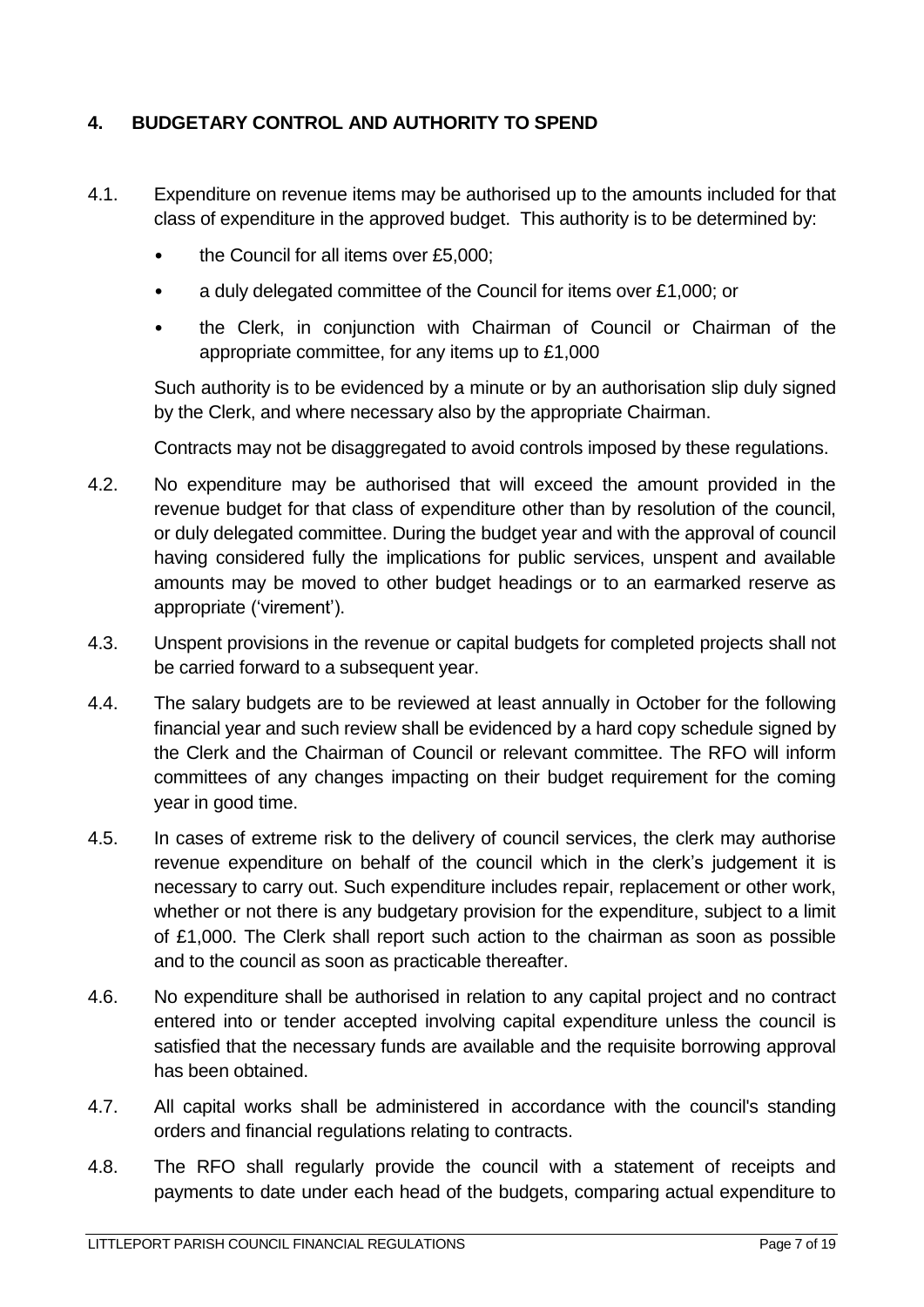## 4. BUDGETARY CONTROL AND AUTHORITY TO SPEND

4.1. Expenditure on revenue items may be authorised up to the amounts included for that class of expenditure in the approved budget. This authority is to be determined by:

- the Council for all items over £5,000;
- a duly delegated committee of the Council for items over £1,000; or
- the Clerk, in conjunction with Chairman of Council or Chairman of the appropriate committee, for any items up to £1,000

Such authority is to be evidenced by a minute or by an authorisation slip duly signed by the Clerk, and where necessary also by the appropriate Chairman.

Contracts may not be disaggregated to avoid controls imposed by these regulations.

4.2. No expenditure may be authorised that will exceed the amount provided in the revenue budget for that class of expenditure other than by resolution of the council, or duly delegated committee. During the budget year and with the approval of council having considered fully the implications for public services, unspent and available amounts may be moved to other budget headings or to an earmarked reserve as appropriate ('virement').

4.3. Unspent provisions in the revenue or capital budgets for completed projects shall not be carried forward to a subsequent year.

4.4. The salary budgets are to be reviewed at least annually in October for the following financial year and such review shall be evidenced by a hard copy schedule signed by the Clerk and the Chairman of Council or relevant committee. The RFO will inform committees of any changes impacting on their budget requirement for the coming year in good time.

4.5. In cases of extreme risk to the delivery of council services, the clerk may authorise revenue expenditure on behalf of the council which in the clerk's judgement it is necessary to carry out. Such expenditure includes repair, replacement or other work, whether or not there is any budgetary provision for the expenditure, subject to a limit of £1,000. The Clerk shall report such action to the chairman as soon as possible and to the council as soon as practicable thereafter.

4.6. No expenditure shall be authorised in relation to any capital project and no contract entered into or tender accepted involving capital expenditure unless the council is satisfied that the necessary funds are available and the requisite borrowing approval has been obtained.

4.7. All capital works shall be administered in accordance with the council's standing orders and financial regulations relating to contracts.

4.8. The RFO shall regularly provide the council with a statement of receipts and payments to date under each head of the budgets, comparing actual expenditure to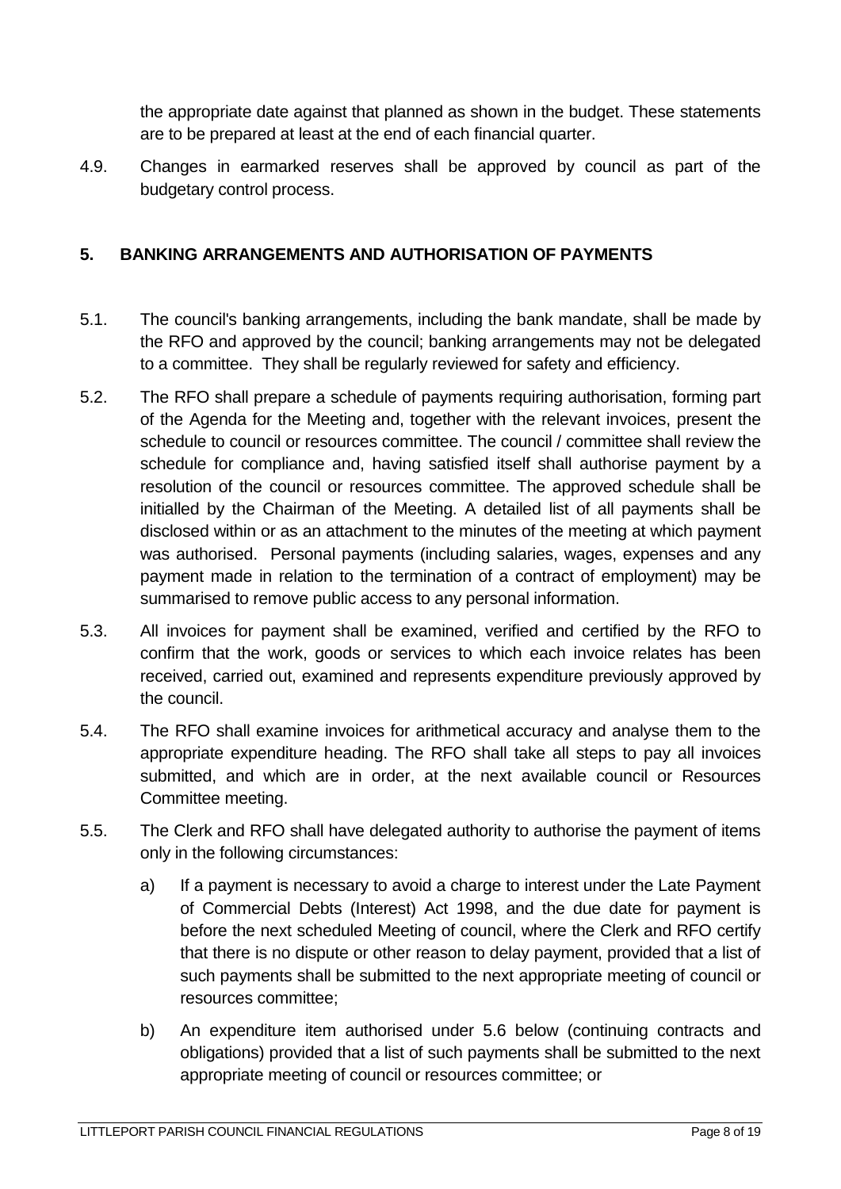the appropriate date against that planned as shown in the budget. These statements are to be prepared at least at the end of each financial quarter.

4.9. Changes in earmarked reserves shall be approved by council as part of the budgetary control process.

## 5. BANKING ARRANGEMENTS AND AUTHORISATION OF PAYMENTS

5.1. The council's banking arrangements, including the bank mandate, shall be made by the RFO and approved by the council; banking arrangements may not be delegated to a committee. They shall be regularly reviewed for safety and efficiency.

5.2. The RFO shall prepare a schedule of payments requiring authorisation, forming part of the Agenda for the Meeting and, together with the relevant invoices, present the schedule to council or resources committee. The council / committee shall review the schedule for compliance and, having satisfied itself shall authorise payment by a resolution of the council or resources committee. The approved schedule shall be initialled by the Chairman of the Meeting. A detailed list of all payments shall be disclosed within or as an attachment to the minutes of the meeting at which payment was authorised. Personal payments (including salaries, wages, expenses and any payment made in relation to the termination of a contract of employment) may be summarised to remove public access to any personal information.

5.3. All invoices for payment shall be examined, verified and certified by the RFO to confirm that the work, goods or services to which each invoice relates has been received, carried out, examined and represents expenditure previously approved by the council.

5.4. The RFO shall examine invoices for arithmetical accuracy and analyse them to the appropriate expenditure heading. The RFO shall take all steps to pay all invoices submitted, and which are in order, at the next available council or Resources Committee meeting.

5.5. The Clerk and RFO shall have delegated authority to authorise the payment of items only in the following circumstances:

a) If a payment is necessary to avoid a charge to interest under the Late Payment of Commercial Debts (Interest) Act 1998, and the due date for payment is before the next scheduled Meeting of council, where the Clerk and RFO certify that there is no dispute or other reason to delay payment, provided that a list of such payments shall be submitted to the next appropriate meeting of council or resources committee;

b) An expenditure item authorised under 5.6 below (continuing contracts and obligations) provided that a list of such payments shall be submitted to the next appropriate meeting of council or resources committee; or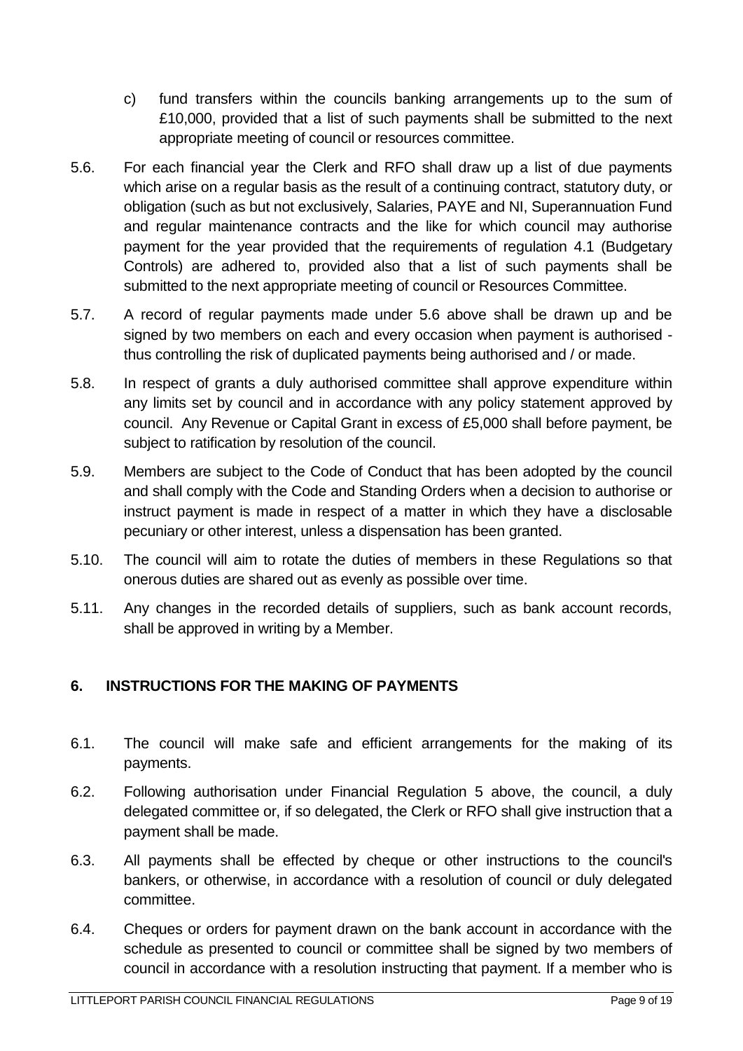c) fund transfers within the councils banking arrangements up to the sum of £10,000, provided that a list of such payments shall be submitted to the next appropriate meeting of council or resources committee.

5.6. For each financial year the Clerk and RFO shall draw up a list of due payments which arise on a regular basis as the result of a continuing contract, statutory duty, or obligation (such as but not exclusively, Salaries, PAYE and NI, Superannuation Fund and regular maintenance contracts and the like for which council may authorise payment for the year provided that the requirements of regulation 4.1 (Budgetary Controls) are adhered to, provided also that a list of such payments shall be submitted to the next appropriate meeting of council or Resources Committee.

5.7. A record of regular payments made under 5.6 above shall be drawn up and be signed by two members on each and every occasion when payment is authorised - thus controlling the risk of duplicated payments being authorised and / or made.

5.8. In respect of grants a duly authorised committee shall approve expenditure within any limits set by council and in accordance with any policy statement approved by council. Any Revenue or Capital Grant in excess of £5,000 shall before payment, be subject to ratification by resolution of the council.

5.9. Members are subject to the Code of Conduct that has been adopted by the council and shall comply with the Code and Standing Orders when a decision to authorise or instruct payment is made in respect of a matter in which they have a disclosable pecuniary or other interest, unless a dispensation has been granted.

5.10. The council will aim to rotate the duties of members in these Regulations so that onerous duties are shared out as evenly as possible over time.

5.11. Any changes in the recorded details of suppliers, such as bank account records, shall be approved in writing by a Member.

## 6. INSTRUCTIONS FOR THE MAKING OF PAYMENTS

6.1. The council will make safe and efficient arrangements for the making of its payments.

6.2. Following authorisation under Financial Regulation 5 above, the council, a duly delegated committee or, if so delegated, the Clerk or RFO shall give instruction that a payment shall be made.

6.3. All payments shall be effected by cheque or other instructions to the council's bankers, or otherwise, in accordance with a resolution of council or duly delegated committee.

6.4. Cheques or orders for payment drawn on the bank account in accordance with the schedule as presented to council or committee shall be signed by two members of council in accordance with a resolution instructing that payment. If a member who is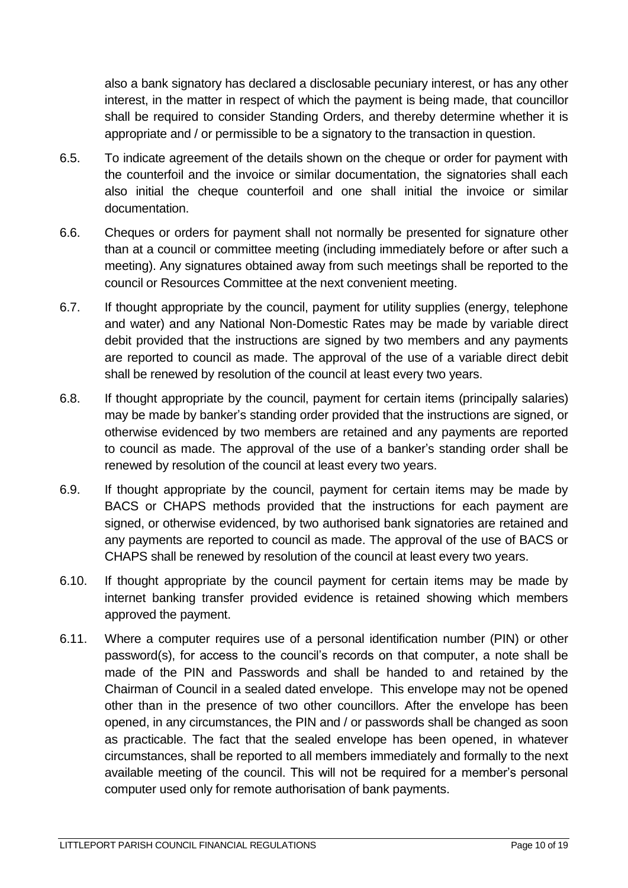also a bank signatory has declared a disclosable pecuniary interest, or has any other interest, in the matter in respect of which the payment is being made, that councillor shall be required to consider Standing Orders, and thereby determine whether it is appropriate and / or permissible to be a signatory to the transaction in question.

6.5. To indicate agreement of the details shown on the cheque or order for payment with the counterfoil and the invoice or similar documentation, the signatories shall each also initial the cheque counterfoil and one shall initial the invoice or similar documentation.

6.6. Cheques or orders for payment shall not normally be presented for signature other than at a council or committee meeting (including immediately before or after such a meeting). Any signatures obtained away from such meetings shall be reported to the council or Resources Committee at the next convenient meeting.

6.7. If thought appropriate by the council, payment for utility supplies (energy, telephone and water) and any National Non-Domestic Rates may be made by variable direct debit provided that the instructions are signed by two members and any payments are reported to council as made. The approval of the use of a variable direct debit shall be renewed by resolution of the council at least every two years.

6.8. If thought appropriate by the council, payment for certain items (principally salaries) may be made by banker's standing order provided that the instructions are signed, or otherwise evidenced by two members are retained and any payments are reported to council as made. The approval of the use of a banker's standing order shall be renewed by resolution of the council at least every two years.

6.9. If thought appropriate by the council, payment for certain items may be made by BACS or CHAPS methods provided that the instructions for each payment are signed, or otherwise evidenced, by two authorised bank signatories are retained and any payments are reported to council as made. The approval of the use of BACS or CHAPS shall be renewed by resolution of the council at least every two years.

6.10. If thought appropriate by the council payment for certain items may be made by internet banking transfer provided evidence is retained showing which members approved the payment.

6.11. Where a computer requires use of a personal identification number (PIN) or other password(s), for access to the council's records on that computer, a note shall be made of the PIN and Passwords and shall be handed to and retained by the Chairman of Council in a sealed dated envelope. This envelope may not be opened other than in the presence of two other councillors. After the envelope has been opened, in any circumstances, the PIN and / or passwords shall be changed as soon as practicable. The fact that the sealed envelope has been opened, in whatever circumstances, shall be reported to all members immediately and formally to the next available meeting of the council. This will not be required for a member's personal computer used only for remote authorisation of bank payments.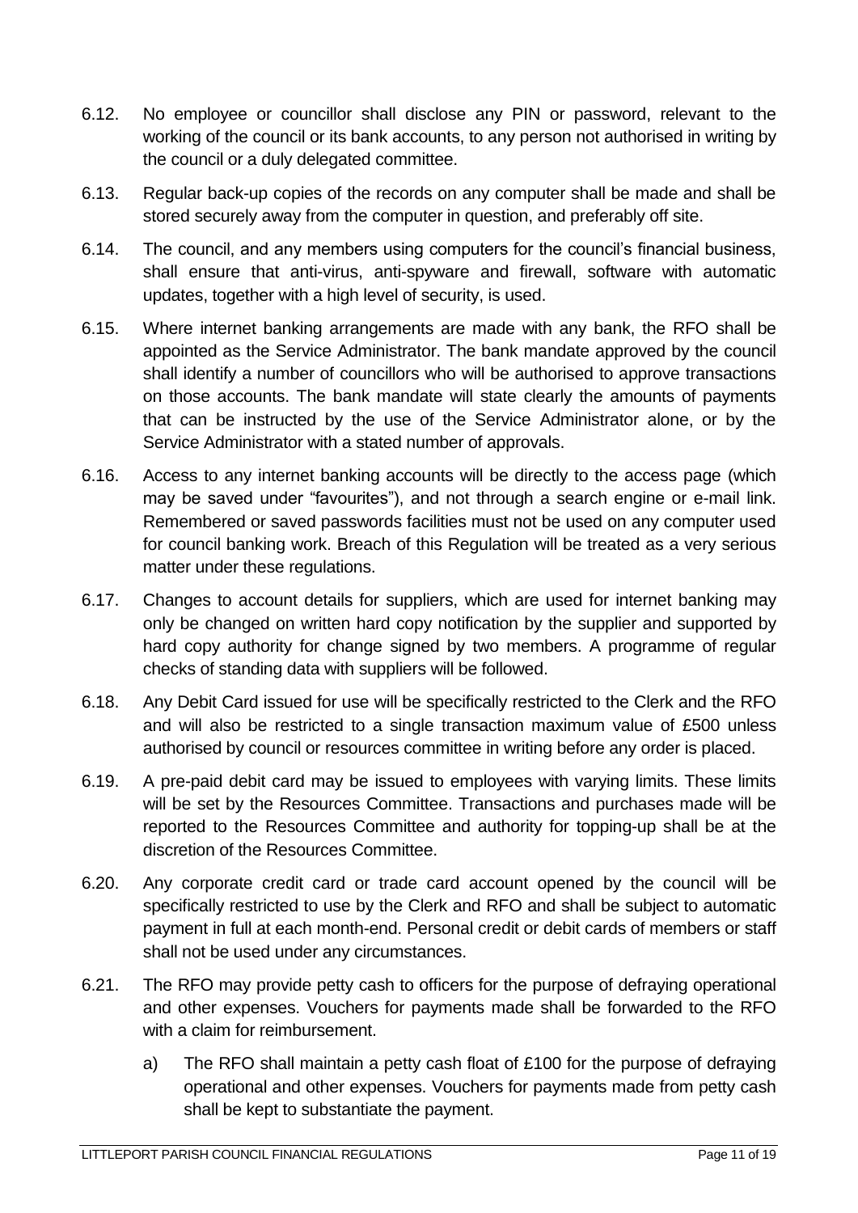6.12. No employee or councillor shall disclose any PIN or password, relevant to the working of the council or its bank accounts, to any person not authorised in writing by the council or a duly delegated committee.

6.13. Regular back-up copies of the records on any computer shall be made and shall be stored securely away from the computer in question, and preferably off site.

6.14. The council, and any members using computers for the council's financial business, shall ensure that anti-virus, anti-spyware and firewall, software with automatic updates, together with a high level of security, is used.

6.15. Where internet banking arrangements are made with any bank, the RFO shall be appointed as the Service Administrator. The bank mandate approved by the council shall identify a number of councillors who will be authorised to approve transactions on those accounts. The bank mandate will state clearly the amounts of payments that can be instructed by the use of the Service Administrator alone, or by the Service Administrator with a stated number of approvals.

6.16. Access to any internet banking accounts will be directly to the access page (which may be saved under "favourites"), and not through a search engine or e-mail link. Remembered or saved passwords facilities must not be used on any computer used for council banking work. Breach of this Regulation will be treated as a very serious matter under these regulations.

6.17. Changes to account details for suppliers, which are used for internet banking may only be changed on written hard copy notification by the supplier and supported by hard copy authority for change signed by two members. A programme of regular checks of standing data with suppliers will be followed.

6.18. Any Debit Card issued for use will be specifically restricted to the Clerk and the RFO and will also be restricted to a single transaction maximum value of £500 unless authorised by council or resources committee in writing before any order is placed.

6.19. A pre-paid debit card may be issued to employees with varying limits. These limits will be set by the Resources Committee. Transactions and purchases made will be reported to the Resources Committee and authority for topping-up shall be at the discretion of the Resources Committee.

6.20. Any corporate credit card or trade card account opened by the council will be specifically restricted to use by the Clerk and RFO and shall be subject to automatic payment in full at each month-end. Personal credit or debit cards of members or staff shall not be used under any circumstances.

6.21. The RFO may provide petty cash to officers for the purpose of defraying operational and other expenses. Vouchers for payments made shall be forwarded to the RFO with a claim for reimbursement.

   a) The RFO shall maintain a petty cash float of £100 for the purpose of defraying operational and other expenses. Vouchers for payments made from petty cash shall be kept to substantiate the payment.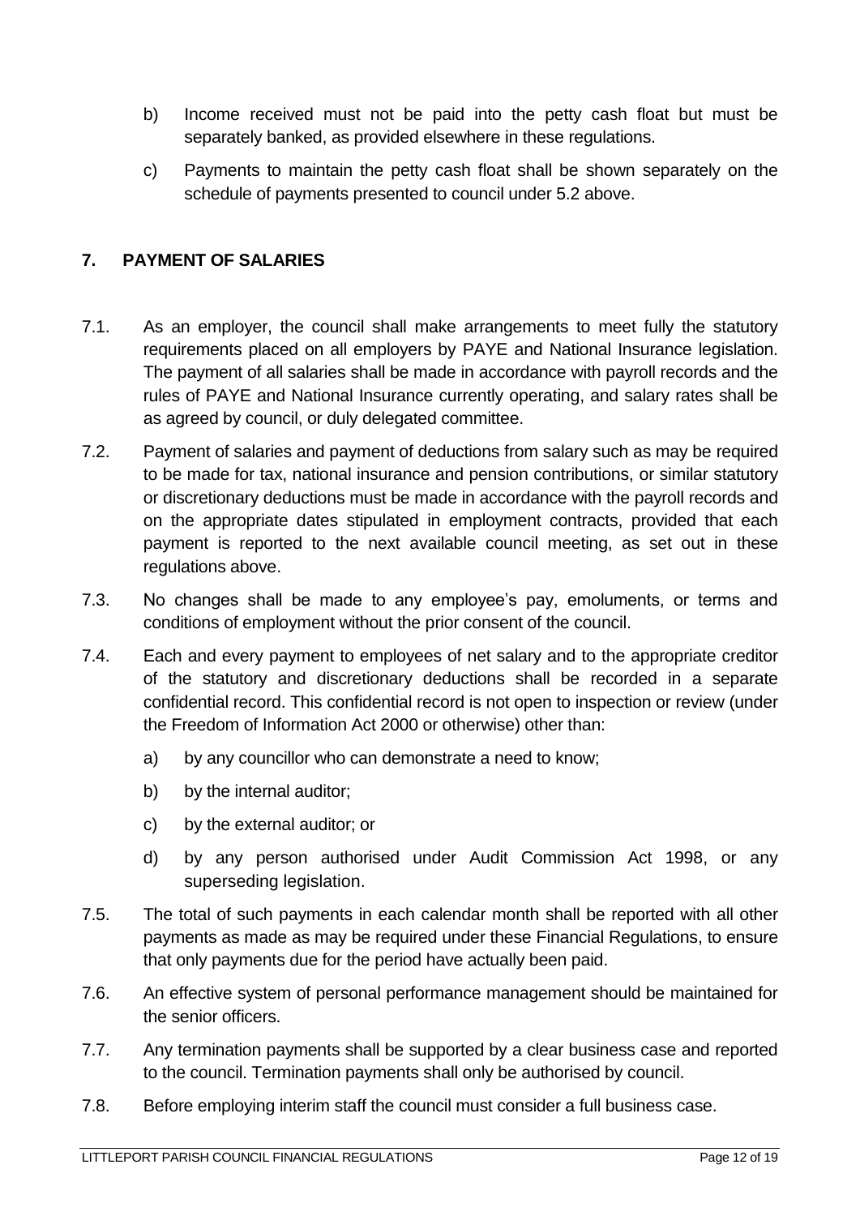b) Income received must not be paid into the petty cash float but must be separately banked, as provided elsewhere in these regulations.

c) Payments to maintain the petty cash float shall be shown separately on the schedule of payments presented to council under 5.2 above.

## 7. PAYMENT OF SALARIES

7.1. As an employer, the council shall make arrangements to meet fully the statutory requirements placed on all employers by PAYE and National Insurance legislation. The payment of all salaries shall be made in accordance with payroll records and the rules of PAYE and National Insurance currently operating, and salary rates shall be as agreed by council, or duly delegated committee.

7.2. Payment of salaries and payment of deductions from salary such as may be required to be made for tax, national insurance and pension contributions, or similar statutory or discretionary deductions must be made in accordance with the payroll records and on the appropriate dates stipulated in employment contracts, provided that each payment is reported to the next available council meeting, as set out in these regulations above.

7.3. No changes shall be made to any employee's pay, emoluments, or terms and conditions of employment without the prior consent of the council.

7.4. Each and every payment to employees of net salary and to the appropriate creditor of the statutory and discretionary deductions shall be recorded in a separate confidential record. This confidential record is not open to inspection or review (under the Freedom of Information Act 2000 or otherwise) other than:

a) by any councillor who can demonstrate a need to know;

b) by the internal auditor;

c) by the external auditor; or

d) by any person authorised under Audit Commission Act 1998, or any superseding legislation.

7.5. The total of such payments in each calendar month shall be reported with all other payments as made as may be required under these Financial Regulations, to ensure that only payments due for the period have actually been paid.

7.6. An effective system of personal performance management should be maintained for the senior officers.

7.7. Any termination payments shall be supported by a clear business case and reported to the council. Termination payments shall only be authorised by council.

7.8. Before employing interim staff the council must consider a full business case.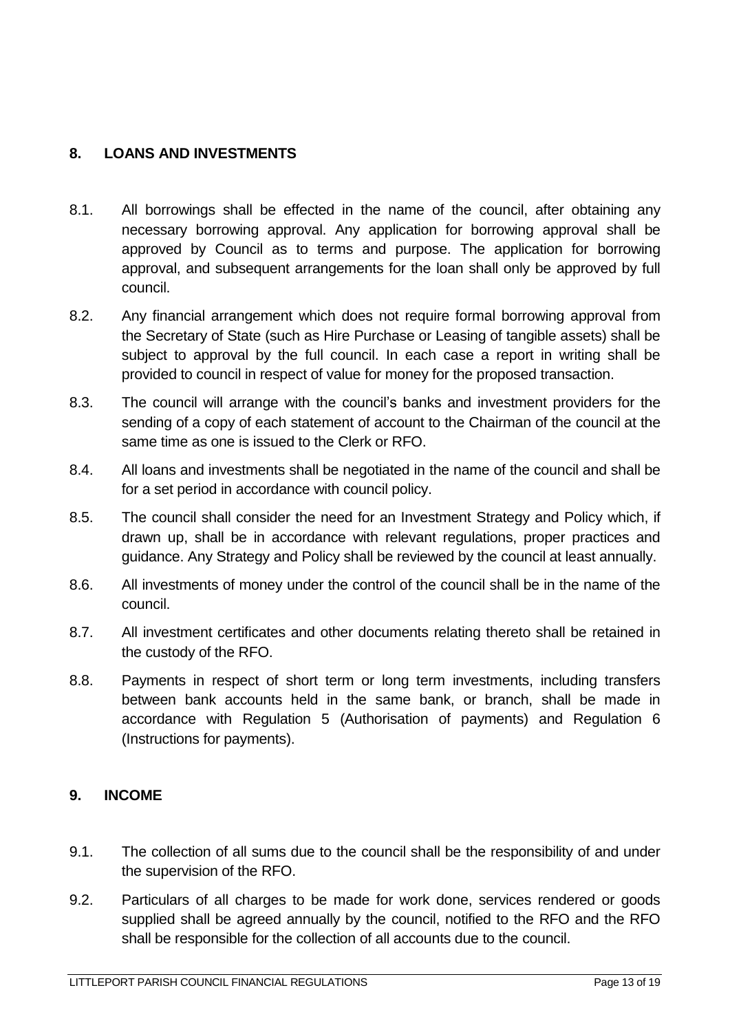## 8. LOANS AND INVESTMENTS

8.1. All borrowings shall be effected in the name of the council, after obtaining any necessary borrowing approval. Any application for borrowing approval shall be approved by Council as to terms and purpose. The application for borrowing approval, and subsequent arrangements for the loan shall only be approved by full council.

8.2. Any financial arrangement which does not require formal borrowing approval from the Secretary of State (such as Hire Purchase or Leasing of tangible assets) shall be subject to approval by the full council. In each case a report in writing shall be provided to council in respect of value for money for the proposed transaction.

8.3. The council will arrange with the council's banks and investment providers for the sending of a copy of each statement of account to the Chairman of the council at the same time as one is issued to the Clerk or RFO.

8.4. All loans and investments shall be negotiated in the name of the council and shall be for a set period in accordance with council policy.

8.5. The council shall consider the need for an Investment Strategy and Policy which, if drawn up, shall be in accordance with relevant regulations, proper practices and guidance. Any Strategy and Policy shall be reviewed by the council at least annually.

8.6. All investments of money under the control of the council shall be in the name of the council.

8.7. All investment certificates and other documents relating thereto shall be retained in the custody of the RFO.

8.8. Payments in respect of short term or long term investments, including transfers between bank accounts held in the same bank, or branch, shall be made in accordance with Regulation 5 (Authorisation of payments) and Regulation 6 (Instructions for payments).

## 9. INCOME

9.1. The collection of all sums due to the council shall be the responsibility of and under the supervision of the RFO.

9.2. Particulars of all charges to be made for work done, services rendered or goods supplied shall be agreed annually by the council, notified to the RFO and the RFO shall be responsible for the collection of all accounts due to the council.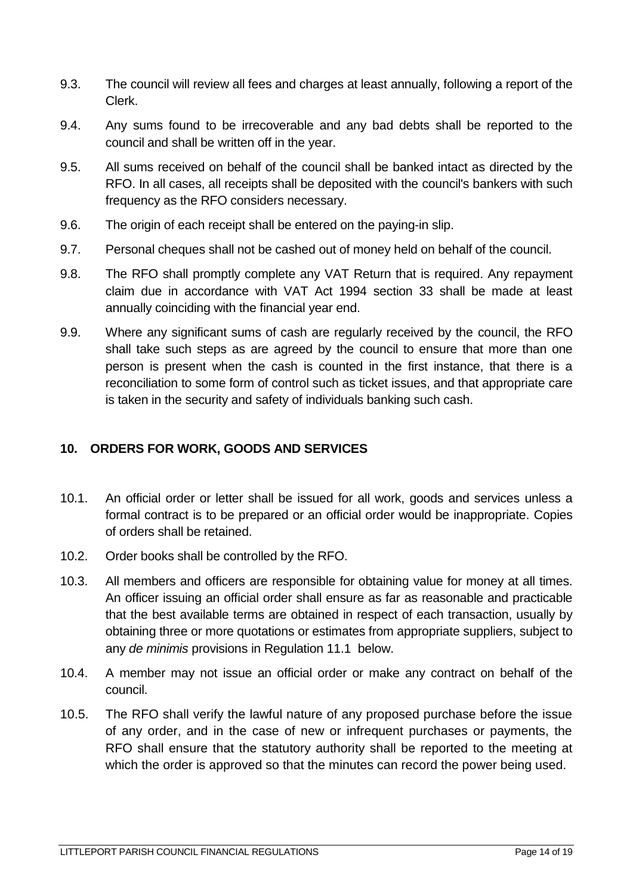9.3. The council will review all fees and charges at least annually, following a report of the Clerk.

9.4. Any sums found to be irrecoverable and any bad debts shall be reported to the council and shall be written off in the year.

9.5. All sums received on behalf of the council shall be banked intact as directed by the RFO. In all cases, all receipts shall be deposited with the council's bankers with such frequency as the RFO considers necessary.

9.6. The origin of each receipt shall be entered on the paying-in slip.

9.7. Personal cheques shall not be cashed out of money held on behalf of the council.

9.8. The RFO shall promptly complete any VAT Return that is required. Any repayment claim due in accordance with VAT Act 1994 section 33 shall be made at least annually coinciding with the financial year end.

9.9. Where any significant sums of cash are regularly received by the council, the RFO shall take such steps as are agreed by the council to ensure that more than one person is present when the cash is counted in the first instance, that there is a reconciliation to some form of control such as ticket issues, and that appropriate care is taken in the security and safety of individuals banking such cash.

## 10. ORDERS FOR WORK, GOODS AND SERVICES

10.1. An official order or letter shall be issued for all work, goods and services unless a formal contract is to be prepared or an official order would be inappropriate. Copies of orders shall be retained.

10.2. Order books shall be controlled by the RFO.

10.3. All members and officers are responsible for obtaining value for money at all times. An officer issuing an official order shall ensure as far as reasonable and practicable that the best available terms are obtained in respect of each transaction, usually by obtaining three or more quotations or estimates from appropriate suppliers, subject to any *de minimis* provisions in Regulation 11.1 below.

10.4. A member may not issue an official order or make any contract on behalf of the council.

10.5. The RFO shall verify the lawful nature of any proposed purchase before the issue of any order, and in the case of new or infrequent purchases or payments, the RFO shall ensure that the statutory authority shall be reported to the meeting at which the order is approved so that the minutes can record the power being used.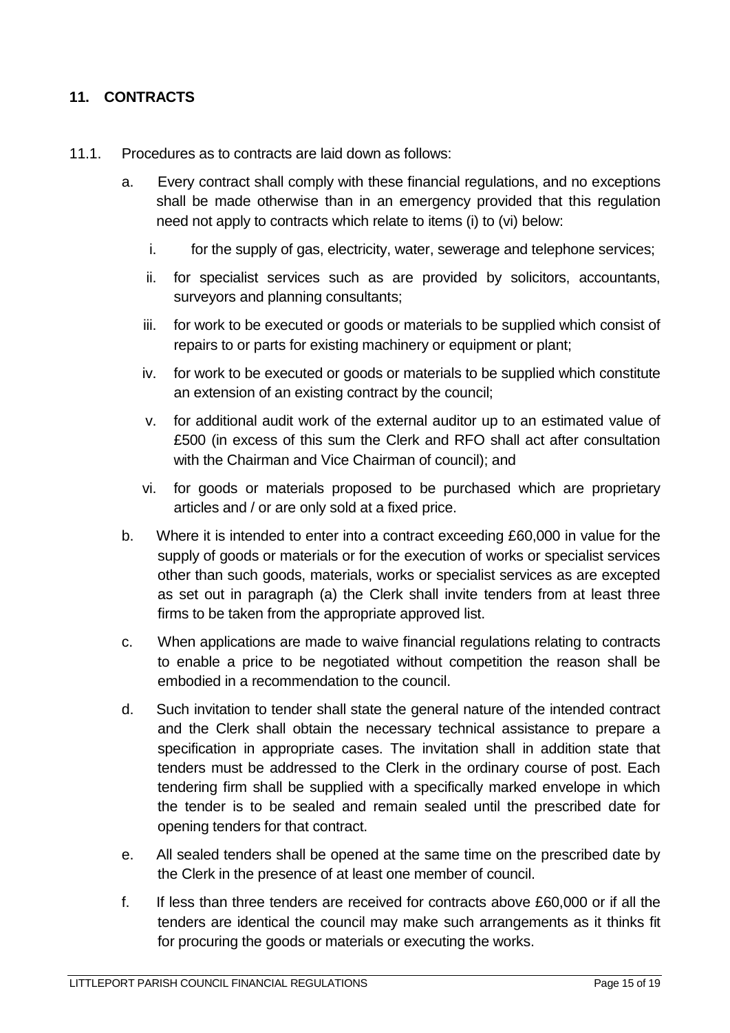## 11. CONTRACTS

11.1. Procedures as to contracts are laid down as follows:

a. Every contract shall comply with these financial regulations, and no exceptions shall be made otherwise than in an emergency provided that this regulation need not apply to contracts which relate to items (i) to (vi) below:

   i. for the supply of gas, electricity, water, sewerage and telephone services;

   ii. for specialist services such as are provided by solicitors, accountants, surveyors and planning consultants;

   iii. for work to be executed or goods or materials to be supplied which consist of repairs to or parts for existing machinery or equipment or plant;

   iv. for work to be executed or goods or materials to be supplied which constitute an extension of an existing contract by the council;

   v. for additional audit work of the external auditor up to an estimated value of £500 (in excess of this sum the Clerk and RFO shall act after consultation with the Chairman and Vice Chairman of council); and

   vi. for goods or materials proposed to be purchased which are proprietary articles and / or are only sold at a fixed price.

b. Where it is intended to enter into a contract exceeding £60,000 in value for the supply of goods or materials or for the execution of works or specialist services other than such goods, materials, works or specialist services as are excepted as set out in paragraph (a) the Clerk shall invite tenders from at least three firms to be taken from the appropriate approved list.

c. When applications are made to waive financial regulations relating to contracts to enable a price to be negotiated without competition the reason shall be embodied in a recommendation to the council.

d. Such invitation to tender shall state the general nature of the intended contract and the Clerk shall obtain the necessary technical assistance to prepare a specification in appropriate cases. The invitation shall in addition state that tenders must be addressed to the Clerk in the ordinary course of post. Each tendering firm shall be supplied with a specifically marked envelope in which the tender is to be sealed and remain sealed until the prescribed date for opening tenders for that contract.

e. All sealed tenders shall be opened at the same time on the prescribed date by the Clerk in the presence of at least one member of council.

f. If less than three tenders are received for contracts above £60,000 or if all the tenders are identical the council may make such arrangements as it thinks fit for procuring the goods or materials or executing the works.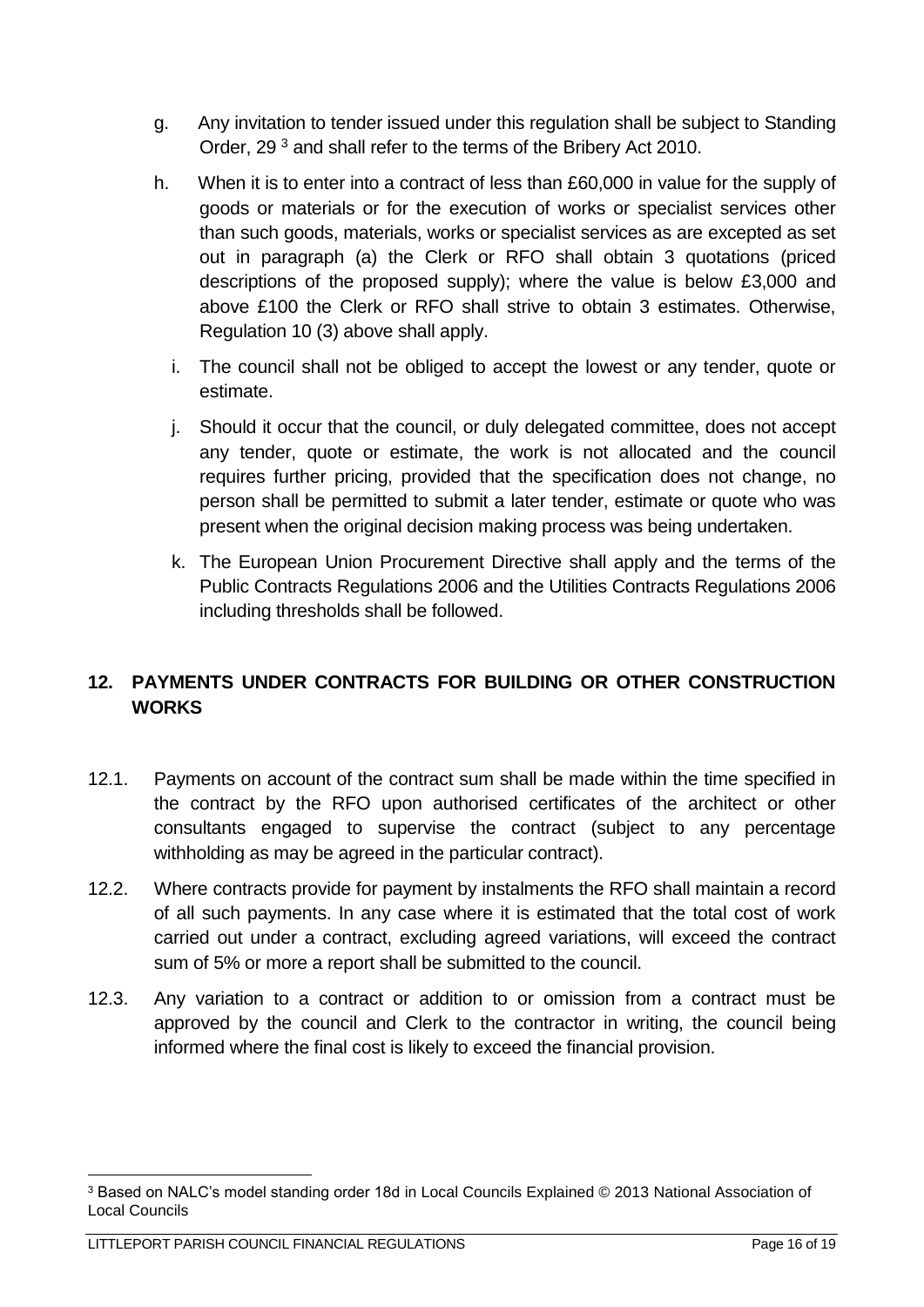g. Any invitation to tender issued under this regulation shall be subject to Standing Order, 29 [3] and shall refer to the terms of the Bribery Act 2010.

h. When it is to enter into a contract of less than £60,000 in value for the supply of goods or materials or for the execution of works or specialist services other than such goods, materials, works or specialist services as are excepted as set out in paragraph (a) the Clerk or RFO shall obtain 3 quotations (priced descriptions of the proposed supply); where the value is below £3,000 and above £100 the Clerk or RFO shall strive to obtain 3 estimates. Otherwise, Regulation 10 (3) above shall apply.

i. The council shall not be obliged to accept the lowest or any tender, quote or estimate.

j. Should it occur that the council, or duly delegated committee, does not accept any tender, quote or estimate, the work is not allocated and the council requires further pricing, provided that the specification does not change, no person shall be permitted to submit a later tender, estimate or quote who was present when the original decision making process was being undertaken.

k. The European Union Procurement Directive shall apply and the terms of the Public Contracts Regulations 2006 and the Utilities Contracts Regulations 2006 including thresholds shall be followed.

## 12. PAYMENTS UNDER CONTRACTS FOR BUILDING OR OTHER CONSTRUCTION WORKS

12.1. Payments on account of the contract sum shall be made within the time specified in the contract by the RFO upon authorised certificates of the architect or other consultants engaged to supervise the contract (subject to any percentage withholding as may be agreed in the particular contract).

12.2. Where contracts provide for payment by instalments the RFO shall maintain a record of all such payments. In any case where it is estimated that the total cost of work carried out under a contract, excluding agreed variations, will exceed the contract sum of 5% or more a report shall be submitted to the council.

12.3. Any variation to a contract or addition to or omission from a contract must be approved by the council and Clerk to the contractor in writing, the council being informed where the final cost is likely to exceed the financial provision.

---

[3] Based on NALC's model standing order 18d in Local Councils Explained © 2013 National Association of Local Councils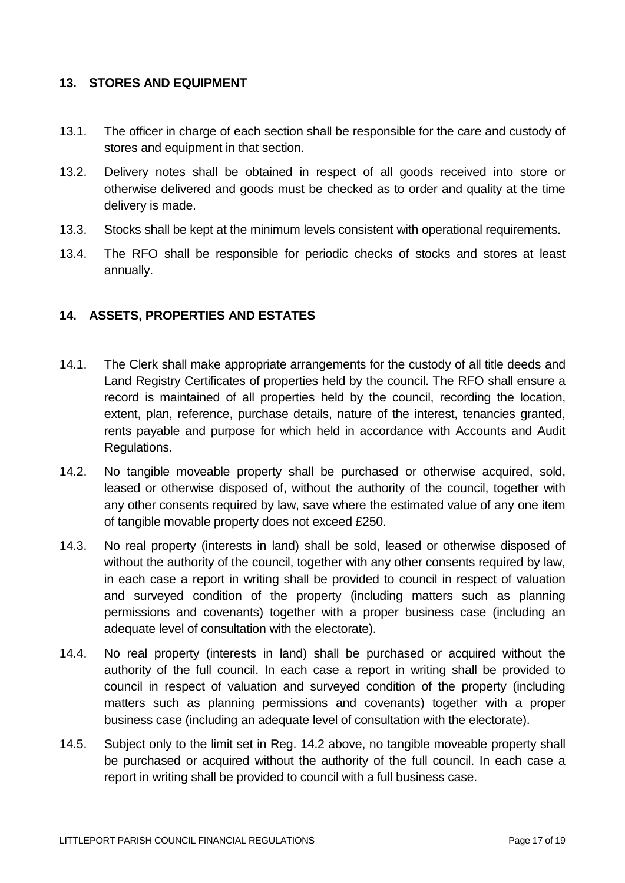## 13. STORES AND EQUIPMENT

13.1. The officer in charge of each section shall be responsible for the care and custody of stores and equipment in that section.

13.2. Delivery notes shall be obtained in respect of all goods received into store or otherwise delivered and goods must be checked as to order and quality at the time delivery is made.

13.3. Stocks shall be kept at the minimum levels consistent with operational requirements.

13.4. The RFO shall be responsible for periodic checks of stocks and stores at least annually.

## 14. ASSETS, PROPERTIES AND ESTATES

14.1. The Clerk shall make appropriate arrangements for the custody of all title deeds and Land Registry Certificates of properties held by the council. The RFO shall ensure a record is maintained of all properties held by the council, recording the location, extent, plan, reference, purchase details, nature of the interest, tenancies granted, rents payable and purpose for which held in accordance with Accounts and Audit Regulations.

14.2. No tangible moveable property shall be purchased or otherwise acquired, sold, leased or otherwise disposed of, without the authority of the council, together with any other consents required by law, save where the estimated value of any one item of tangible movable property does not exceed £250.

14.3. No real property (interests in land) shall be sold, leased or otherwise disposed of without the authority of the council, together with any other consents required by law, in each case a report in writing shall be provided to council in respect of valuation and surveyed condition of the property (including matters such as planning permissions and covenants) together with a proper business case (including an adequate level of consultation with the electorate).

14.4. No real property (interests in land) shall be purchased or acquired without the authority of the full council. In each case a report in writing shall be provided to council in respect of valuation and surveyed condition of the property (including matters such as planning permissions and covenants) together with a proper business case (including an adequate level of consultation with the electorate).

14.5. Subject only to the limit set in Reg. 14.2 above, no tangible moveable property shall be purchased or acquired without the authority of the full council. In each case a report in writing shall be provided to council with a full business case.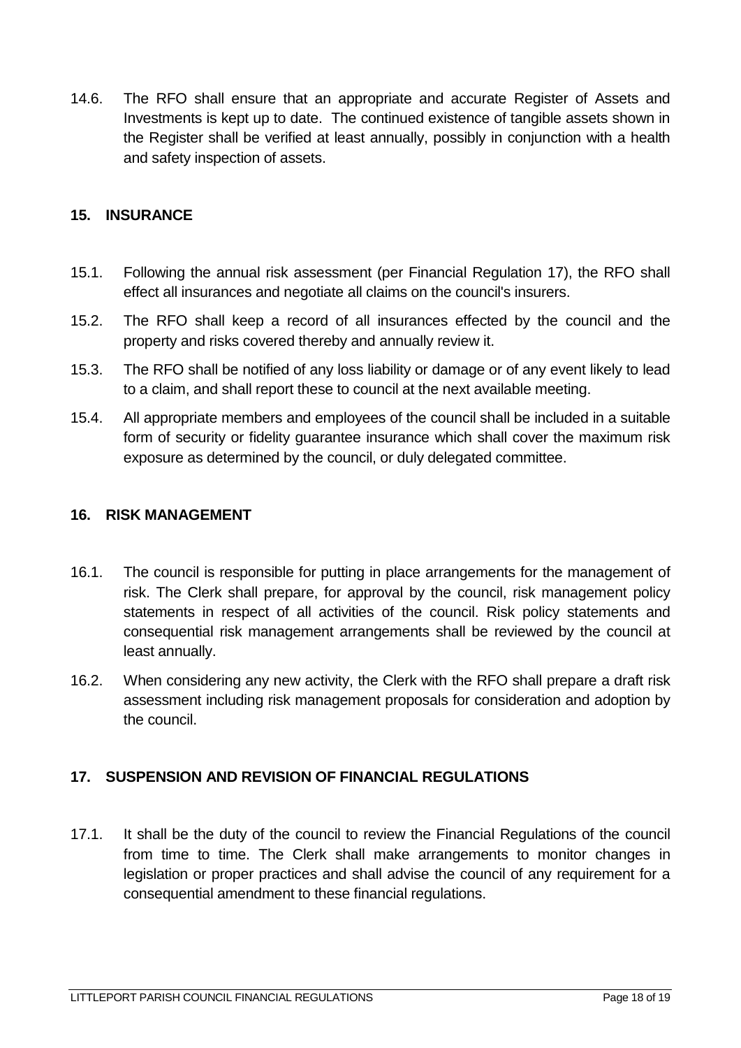14.6. The RFO shall ensure that an appropriate and accurate Register of Assets and Investments is kept up to date. The continued existence of tangible assets shown in the Register shall be verified at least annually, possibly in conjunction with a health and safety inspection of assets.

## 15. INSURANCE

15.1. Following the annual risk assessment (per Financial Regulation 17), the RFO shall effect all insurances and negotiate all claims on the council's insurers.

15.2. The RFO shall keep a record of all insurances effected by the council and the property and risks covered thereby and annually review it.

15.3. The RFO shall be notified of any loss liability or damage or of any event likely to lead to a claim, and shall report these to council at the next available meeting.

15.4. All appropriate members and employees of the council shall be included in a suitable form of security or fidelity guarantee insurance which shall cover the maximum risk exposure as determined by the council, or duly delegated committee.

## 16. RISK MANAGEMENT

16.1. The council is responsible for putting in place arrangements for the management of risk. The Clerk shall prepare, for approval by the council, risk management policy statements in respect of all activities of the council. Risk policy statements and consequential risk management arrangements shall be reviewed by the council at least annually.

16.2. When considering any new activity, the Clerk with the RFO shall prepare a draft risk assessment including risk management proposals for consideration and adoption by the council.

## 17. SUSPENSION AND REVISION OF FINANCIAL REGULATIONS

17.1. It shall be the duty of the council to review the Financial Regulations of the council from time to time. The Clerk shall make arrangements to monitor changes in legislation or proper practices and shall advise the council of any requirement for a consequential amendment to these financial regulations.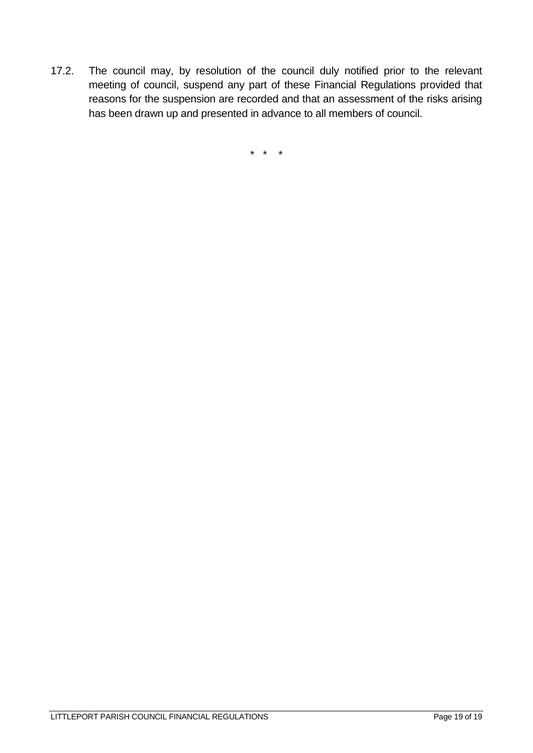17.2. The council may, by resolution of the council duly notified prior to the relevant meeting of council, suspend any part of these Financial Regulations provided that reasons for the suspension are recorded and that an assessment of the risks arising has been drawn up and presented in advance to all members of council.

\* \* \*